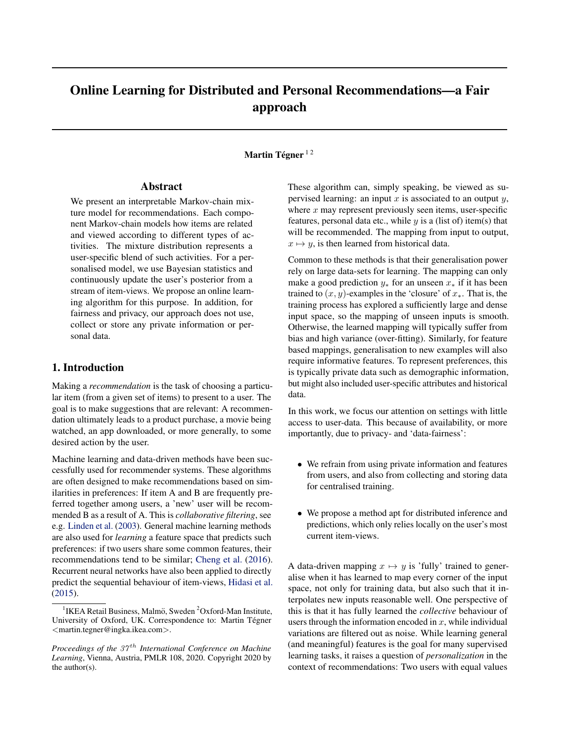# Online Learning for Distributed and Personal Recommendations—a Fair approach

**Martin Tégner** [1 2]

## Abstract

We present an interpretable Markov-chain mixture model for recommendations. Each component Markov-chain models how items are related and viewed according to different types of activities. The mixture distribution represents a user-specific blend of such activities. For a personalised model, we use Bayesian statistics and continuously update the user's posterior from a stream of item-views. We propose an online learning algorithm for this purpose. In addition, for fairness and privacy, our approach does not use, collect or store any private information or personal data.

## 1. Introduction

Making a *recommendation* is the task of choosing a particular item (from a given set of items) to present to a user. The goal is to make suggestions that are relevant: A recommendation ultimately leads to a product purchase, a movie being watched, an app downloaded, or more generally, to some desired action by the user.

Machine learning and data-driven methods have been successfully used for recommender systems. These algorithms are often designed to make recommendations based on similarities in preferences: If item A and B are frequently preferred together among users, a 'new' user will be recommended B as a result of A. This is *collaborative filtering*, see e.g. Linden et al. (2003). General machine learning methods are also used for *learning* a feature space that predicts such preferences: if two users share some common features, their recommendations tend to be similar; Cheng et al. (2016). Recurrent neural networks have also been applied to directly predict the sequential behaviour of item-views, Hidasi et al. (2015).

[1]IKEA Retail Business, Malmö, Sweden [2]Oxford-Man Institute, University of Oxford, UK. Correspondence to: Martin Tégner <martin.tegner@ingka.ikea.com>.

*Proceedings of the $37^{th}$ International Conference on Machine Learning*, Vienna, Austria, PMLR 108, 2020. Copyright 2020 by the author(s).

These algorithm can, simply speaking, be viewed as supervised learning: an input $x$ is associated to an output $y$, where $x$ may represent previously seen items, user-specific features, personal data etc., while $y$ is a (list of) item(s) that will be recommended. The mapping from input to output, $x \mapsto y$, is then learned from historical data.

Common to these methods is that their generalisation power rely on large data-sets for learning. The mapping can only make a good prediction $y_*$ for an unseen $x_*$ if it has been trained to $(x, y)$-examples in the 'closure' of $x_*$. That is, the training process has explored a sufficiently large and dense input space, so the mapping of unseen inputs is smooth. Otherwise, the learned mapping will typically suffer from bias and high variance (over-fitting). Similarly, for feature based mappings, generalisation to new examples will also require informative features. To represent preferences, this is typically private data such as demographic information, but might also included user-specific attributes and historical data.

In this work, we focus our attention on settings with little access to user-data. This because of availability, or more importantly, due to privacy- and 'data-fairness':

- We refrain from using private information and features from users, and also from collecting and storing data for centralised training.
- We propose a method apt for distributed inference and predictions, which only relies locally on the user's most current item-views.

A data-driven mapping $x \mapsto y$ is 'fully' trained to generalise when it has learned to map every corner of the input space, not only for training data, but also such that it interpolates new inputs reasonable well. One perspective of this is that it has fully learned the *collective* behaviour of users through the information encoded in $x$, while individual variations are filtered out as noise. While learning general (and meaningful) features is the goal for many supervised learning tasks, it raises a question of *personalization* in the context of recommendations: Two users with equal values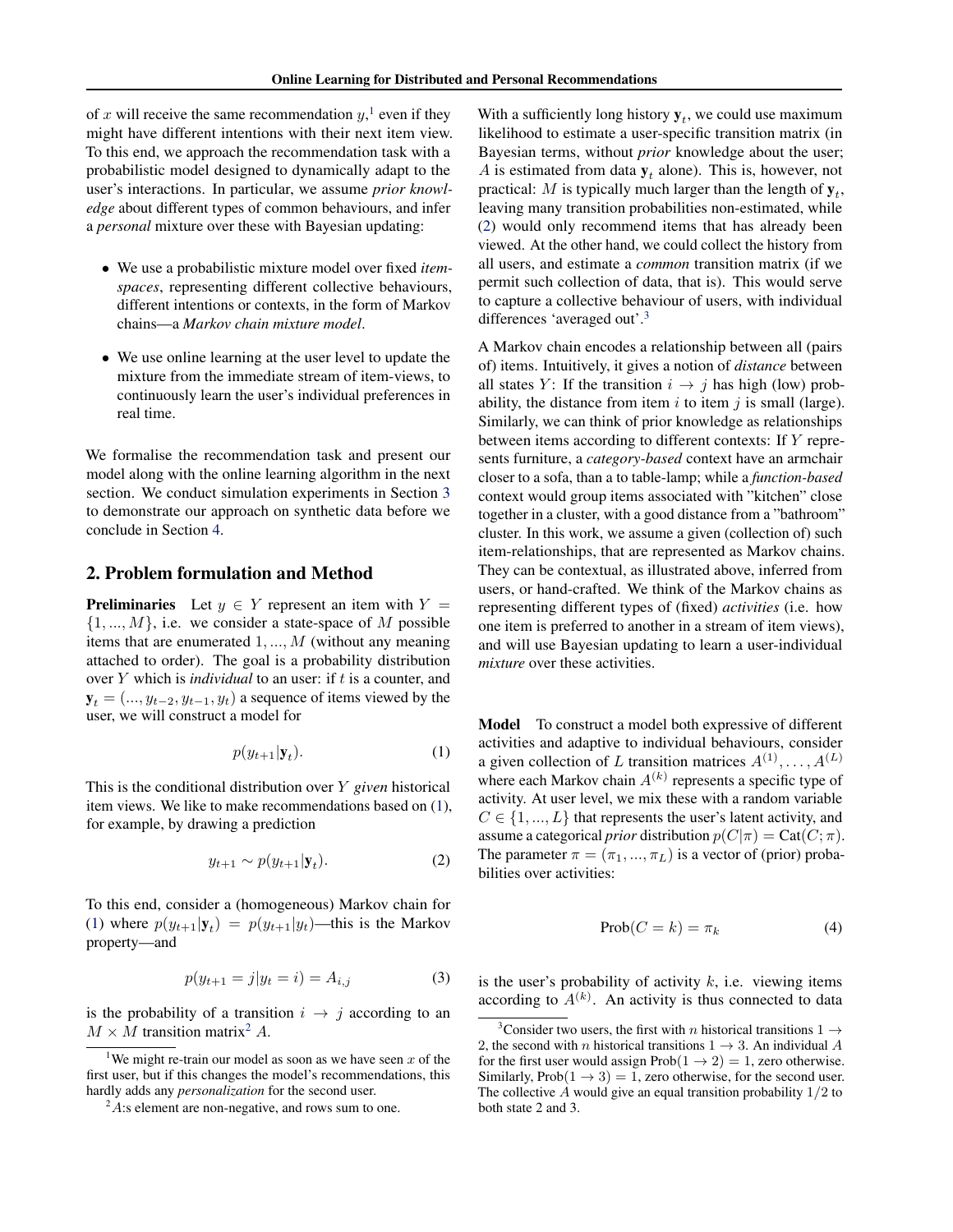of $x$ will receive the same recommendation $y$,[1] even if they might have different intentions with their next item view. To this end, we approach the recommendation task with a probabilistic model designed to dynamically adapt to the user's interactions. In particular, we assume *prior knowledge* about different types of common behaviours, and infer a *personal* mixture over these with Bayesian updating:

- We use a probabilistic mixture model over fixed *item-spaces*, representing different collective behaviours, different intentions or contexts, in the form of Markov chains—a *Markov chain mixture model*.
- We use online learning at the user level to update the mixture from the immediate stream of item-views, to continuously learn the user's individual preferences in real time.

We formalise the recommendation task and present our model along with the online learning algorithm in the next section. We conduct simulation experiments in Section 3 to demonstrate our approach on synthetic data before we conclude in Section 4.

## 2. Problem formulation and Method

**Preliminaries** Let $y \in Y$ represent an item with $Y = \{1, ..., M\}$, i.e. we consider a state-space of $M$ possible items that are enumerated $1, ..., M$ (without any meaning attached to order). The goal is a probability distribution over $Y$ which is *individual* to an user: if $t$ is a counter, and $\mathbf{y}_t = (..., y_{t-2}, y_{t-1}, y_t)$ a sequence of items viewed by the user, we will construct a model for

$$p(y_{t+1}|\mathbf{y}_t). \tag{1}$$

This is the conditional distribution over $Y$ *given* historical item views. We like to make recommendations based on (1), for example, by drawing a prediction

$$y_{t+1} \sim p(y_{t+1}|\mathbf{y}_t). \tag{2}$$

To this end, consider a (homogeneous) Markov chain for (1) where $p(y_{t+1}|\mathbf{y}_t) = p(y_{t+1}|y_t)$—this is the Markov property—and

$$p(y_{t+1} = j|y_t = i) = A_{i,j} \tag{3}$$

is the probability of a transition $i \to j$ according to an $M \times M$ transition matrix[2] $A$.

With a sufficiently long history $\mathbf{y}_t$, we could use maximum likelihood to estimate a user-specific transition matrix (in Bayesian terms, without *prior* knowledge about the user; $A$ is estimated from data $\mathbf{y}_t$ alone). This is, however, not practical: $M$ is typically much larger than the length of $\mathbf{y}_t$, leaving many transition probabilities non-estimated, while (2) would only recommend items that has already been viewed. At the other hand, we could collect the history from all users, and estimate a *common* transition matrix (if we permit such collection of data, that is). This would serve to capture a collective behaviour of users, with individual differences 'averaged out'.[3]

A Markov chain encodes a relationship between all (pairs of) items. Intuitively, it gives a notion of *distance* between all states $Y$: If the transition $i \to j$ has high (low) probability, the distance from item $i$ to item $j$ is small (large). Similarly, we can think of prior knowledge as relationships between items according to different contexts: If $Y$ represents furniture, a *category-based* context have an armchair closer to a sofa, than a to table-lamp; while a *function-based* context would group items associated with "kitchen" close together in a cluster, with a good distance from a "bathroom" cluster. In this work, we assume a given (collection of) such item-relationships, that are represented as Markov chains. They can be contextual, as illustrated above, inferred from users, or hand-crafted. We think of the Markov chains as representing different types of (fixed) *activities* (i.e. how one item is preferred to another in a stream of item views), and will use Bayesian updating to learn a user-individual *mixture* over these activities.

**Model** To construct a model both expressive of different activities and adaptive to individual behaviours, consider a given collection of $L$ transition matrices $A^{(1)}, \ldots, A^{(L)}$ where each Markov chain $A^{(k)}$ represents a specific type of activity. At user level, we mix these with a random variable $C \in \{1, ..., L\}$ that represents the user's latent activity, and assume a categorical *prior* distribution $p(C|\pi) = \text{Cat}(C; \pi)$. The parameter $\pi = (\pi_1, ..., \pi_L)$ is a vector of (prior) probabilities over activities:

$$\text{Prob}(C = k) = \pi_k \tag{4}$$

is the user's probability of activity $k$, i.e. viewing items according to $A^{(k)}$. An activity is thus connected to data

[1] We might re-train our model as soon as we have seen $x$ of the first user, but if this changes the model's recommendations, this hardly adds any *personalization* for the second user.

[2] $A$:s element are non-negative, and rows sum to one.

[3] Consider two users, the first with $n$ historical transitions $1 \to 2$, the second with $n$ historical transitions $1 \to 3$. An individual $A$ for the first user would assign $\text{Prob}(1 \to 2) = 1$, zero otherwise. Similarly, $\text{Prob}(1 \to 3) = 1$, zero otherwise, for the second user. The collective $A$ would give an equal transition probability $1/2$ to both state 2 and 3.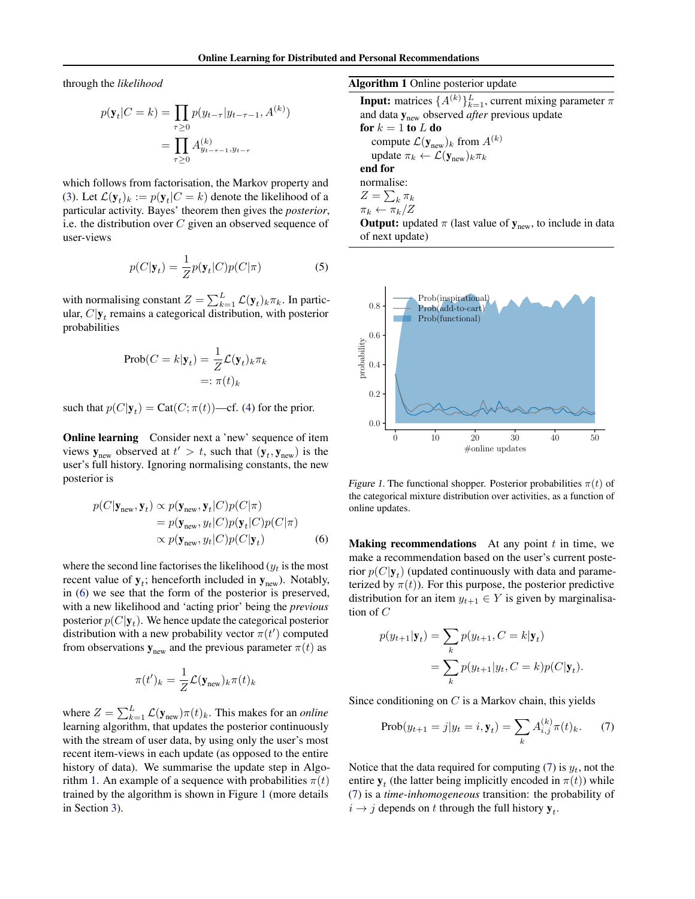through the *likelihood*

$$
\begin{aligned}
p(\mathbf{y}_t|C=k) &= \prod_{\tau\geq 0} p(y_{t-\tau}|y_{t-\tau-1}, A^{(k)}) \\
&= \prod_{\tau\geq 0} A^{(k)}_{y_{t-\tau-1}, y_{t-\tau}}
\end{aligned}
$$

which follows from factorisation, the Markov property and (3). Let $\mathcal{L}(\mathbf{y}_t)_k := p(\mathbf{y}_t|C=k)$ denote the likelihood of a particular activity. Bayes' theorem then gives the *posterior*, i.e. the distribution over $C$ given an observed sequence of user-views

$$
p(C|\mathbf{y}_t) = \frac{1}{Z} p(\mathbf{y}_t|C) p(C|\pi) \tag{5}
$$

with normalising constant $Z = \sum_{k=1}^{L} \mathcal{L}(\mathbf{y}_t)_k \pi_k$. In particular, $C|\mathbf{y}_t$ remains a categorical distribution, with posterior probabilities

$$
\begin{aligned}
\text{Prob}(C=k|\mathbf{y}_t) &= \frac{1}{Z} \mathcal{L}(\mathbf{y}_t)_k \pi_k \\
&=: \pi(t)_k
\end{aligned}
$$

such that $p(C|\mathbf{y}_t) = \text{Cat}(C; \pi(t))$—cf. (4) for the prior.

**Online learning** Consider next a 'new' sequence of item views $\mathbf{y}_{\text{new}}$ observed at $t' > t$, such that $(\mathbf{y}_t, \mathbf{y}_{\text{new}})$ is the user's full history. Ignoring normalising constants, the new posterior is

$$
\begin{aligned}
p(C|\mathbf{y}_{\text{new}}, \mathbf{y}_t) &\propto p(\mathbf{y}_{\text{new}}, \mathbf{y}_t|C) p(C|\pi) \\
&= p(\mathbf{y}_{\text{new}}, y_t|C) p(\mathbf{y}_t|C) p(C|\pi) \\
&\propto p(\mathbf{y}_{\text{new}}, y_t|C) p(C|\mathbf{y}_t)
\end{aligned} \tag{6}
$$

where the second line factorises the likelihood ($y_t$ is the most recent value of $\mathbf{y}_t$; henceforth included in $\mathbf{y}_{\text{new}}$). Notably, in (6) we see that the form of the posterior is preserved, with a new likelihood and 'acting prior' being the *previous* posterior $p(C|\mathbf{y}_t)$. We hence update the categorical posterior distribution with a new probability vector $\pi(t')$ computed from observations $\mathbf{y}_{\text{new}}$ and the previous parameter $\pi(t)$ as

$$
\pi(t')_k = \frac{1}{Z} \mathcal{L}(\mathbf{y}_{\text{new}})_k \pi(t)_k
$$

where $Z = \sum_{k=1}^{L} \mathcal{L}(\mathbf{y}_{\text{new}}) \pi(t)_k$. This makes for an *online* learning algorithm, that updates the posterior continuously with the stream of user data, by using only the user's most recent item-views in each update (as opposed to the entire history of data). We summarise the update step in Algorithm 1. An example of a sequence with probabilities $\pi(t)$ trained by the algorithm is shown in Figure 1 (more details in Section 3).

**Algorithm 1** Online posterior update

**Input:** matrices $\{A^{(k)}\}_{k=1}^{L}$, current mixing parameter $\pi$ and data $\mathbf{y}_{\text{new}}$ observed *after* previous update
**for** $k = 1$ **to** $L$ **do**
  compute $\mathcal{L}(\mathbf{y}_{\text{new}})_k$ from $A^{(k)}$
  update $\pi_k \leftarrow \mathcal{L}(\mathbf{y}_{\text{new}})_k \pi_k$
**end for**
normalise:
$Z = \sum_k \pi_k$
$\pi_k \leftarrow \pi_k / Z$
**Output:** updated $\pi$ (last value of $\mathbf{y}_{\text{new}}$, to include in data of next update)

*Figure 1.* The functional shopper. Posterior probabilities $\pi(t)$ of the categorical mixture distribution over activities, as a function of online updates.

**Making recommendations** At any point $t$ in time, we make a recommendation based on the user's current posterior $p(C|\mathbf{y}_t)$ (updated continuously with data and parameterized by $\pi(t)$). For this purpose, the posterior predictive distribution for an item $y_{t+1} \in Y$ is given by marginalisation of $C$

$$
\begin{aligned}
p(y_{t+1}|\mathbf{y}_t) &= \sum_k p(y_{t+1}, C=k|\mathbf{y}_t) \\
&= \sum_k p(y_{t+1}|y_t, C=k) p(C|\mathbf{y}_t).
\end{aligned}
$$

Since conditioning on $C$ is a Markov chain, this yields

$$
\text{Prob}(y_{t+1} = j | y_t = i, \mathbf{y}_t) = \sum_k A^{(k)}_{i,j} \pi(t)_k. \tag{7}
$$

Notice that the data required for computing (7) is $y_t$, not the entire $\mathbf{y}_t$ (the latter being implicitly encoded in $\pi(t)$) while (7) is a *time-inhomogeneous* transition: the probability of $i \to j$ depends on $t$ through the full history $\mathbf{y}_t$.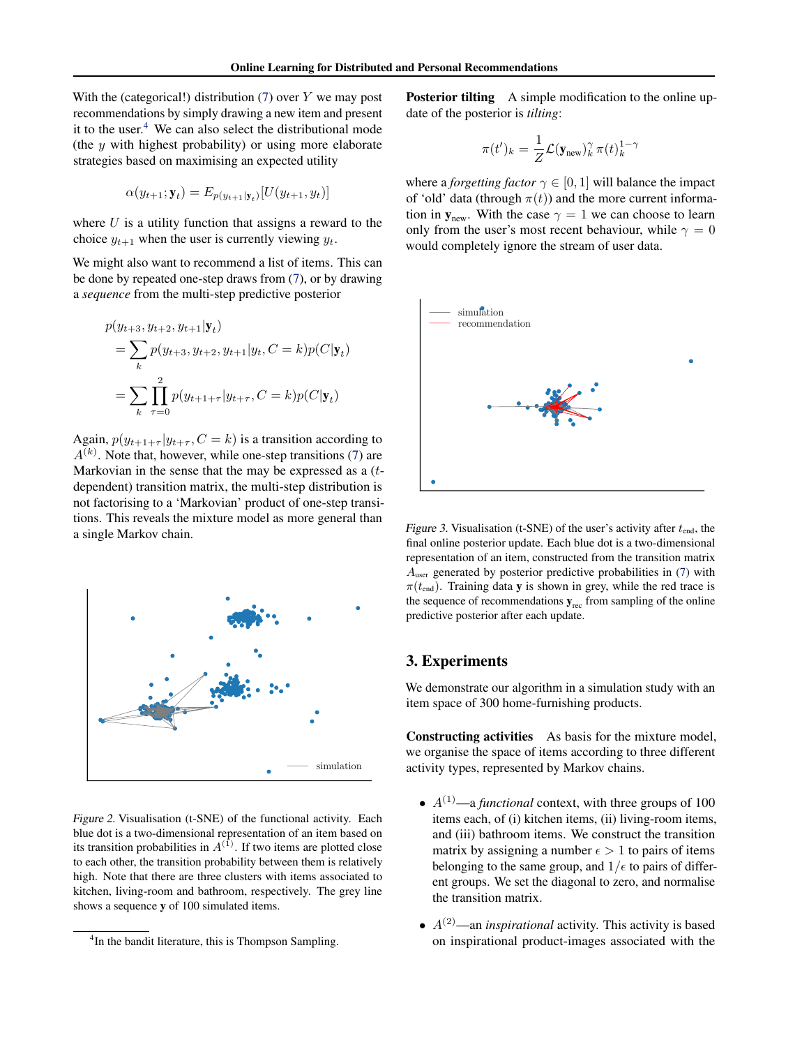With the (categorical!) distribution (7) over $Y$ we may post recommendations by simply drawing a new item and present it to the user.[4] We can also select the distributional mode (the $y$ with highest probability) or using more elaborate strategies based on maximising an expected utility

$$\alpha(y_{t+1}; \mathbf{y}_t) = E_{p(y_{t+1}|\mathbf{y}_t)}[U(y_{t+1}, y_t)]$$

where $U$ is a utility function that assigns a reward to the choice $y_{t+1}$ when the user is currently viewing $y_t$.

We might also want to recommend a list of items. This can be done by repeated one-step draws from (7), or by drawing a *sequence* from the multi-step predictive posterior

$$\begin{aligned}
p(&y_{t+3}, y_{t+2}, y_{t+1}|\mathbf{y}_t) \\
&= \sum_k p(y_{t+3}, y_{t+2}, y_{t+1}|y_t, C = k)p(C|\mathbf{y}_t) \\
&= \sum_k \prod_{\tau=0}^{2} p(y_{t+1+\tau}|y_{t+\tau}, C = k)p(C|\mathbf{y}_t)
\end{aligned}$$

Again, $p(y_{t+1+\tau}|y_{t+\tau}, C = k)$ is a transition according to $A^{(k)}$. Note that, however, while one-step transitions (7) are Markovian in the sense that the may be expressed as a ($t$-dependent) transition matrix, the multi-step distribution is not factorising to a 'Markovian' product of one-step transitions. This reveals the mixture model as more general than a single Markov chain.

Figure 2. Visualisation (t-SNE) of the functional activity. Each blue dot is a two-dimensional representation of an item based on its transition probabilities in $A^{(1)}$. If two items are plotted close to each other, the transition probability between them is relatively high. Note that there are three clusters with items associated to kitchen, living-room and bathroom, respectively. The grey line shows a sequence $\mathbf{y}$ of 100 simulated items.

[4] In the bandit literature, this is Thompson Sampling.

**Posterior tilting** A simple modification to the online update of the posterior is *tilting*:

$$\pi(t')_k = \frac{1}{Z}\mathcal{L}(\mathbf{y}_{\text{new}})_k^{\gamma}\,\pi(t)_k^{1-\gamma}$$

where a *forgetting factor* $\gamma \in [0, 1]$ will balance the impact of 'old' data (through $\pi(t)$) and the more current information in $\mathbf{y}_{\text{new}}$. With the case $\gamma = 1$ we can choose to learn only from the user's most recent behaviour, while $\gamma = 0$ would completely ignore the stream of user data.

Figure 3. Visualisation (t-SNE) of the user's activity after $t_{\text{end}}$, the final online posterior update. Each blue dot is a two-dimensional representation of an item, constructed from the transition matrix $A_{\text{user}}$ generated by posterior predictive probabilities in (7) with $\pi(t_{\text{end}})$. Training data $\mathbf{y}$ is shown in grey, while the red trace is the sequence of recommendations $\mathbf{y}_{\text{rec}}$ from sampling of the online predictive posterior after each update.

## 3. Experiments

We demonstrate our algorithm in a simulation study with an item space of 300 home-furnishing products.

**Constructing activities** As basis for the mixture model, we organise the space of items according to three different activity types, represented by Markov chains.

- $A^{(1)}$—a *functional* context, with three groups of 100 items each, of (i) kitchen items, (ii) living-room items, and (iii) bathroom items. We construct the transition matrix by assigning a number $\epsilon > 1$ to pairs of items belonging to the same group, and $1/\epsilon$ to pairs of different groups. We set the diagonal to zero, and normalise the transition matrix.
- $A^{(2)}$—an *inspirational* activity. This activity is based on inspirational product-images associated with the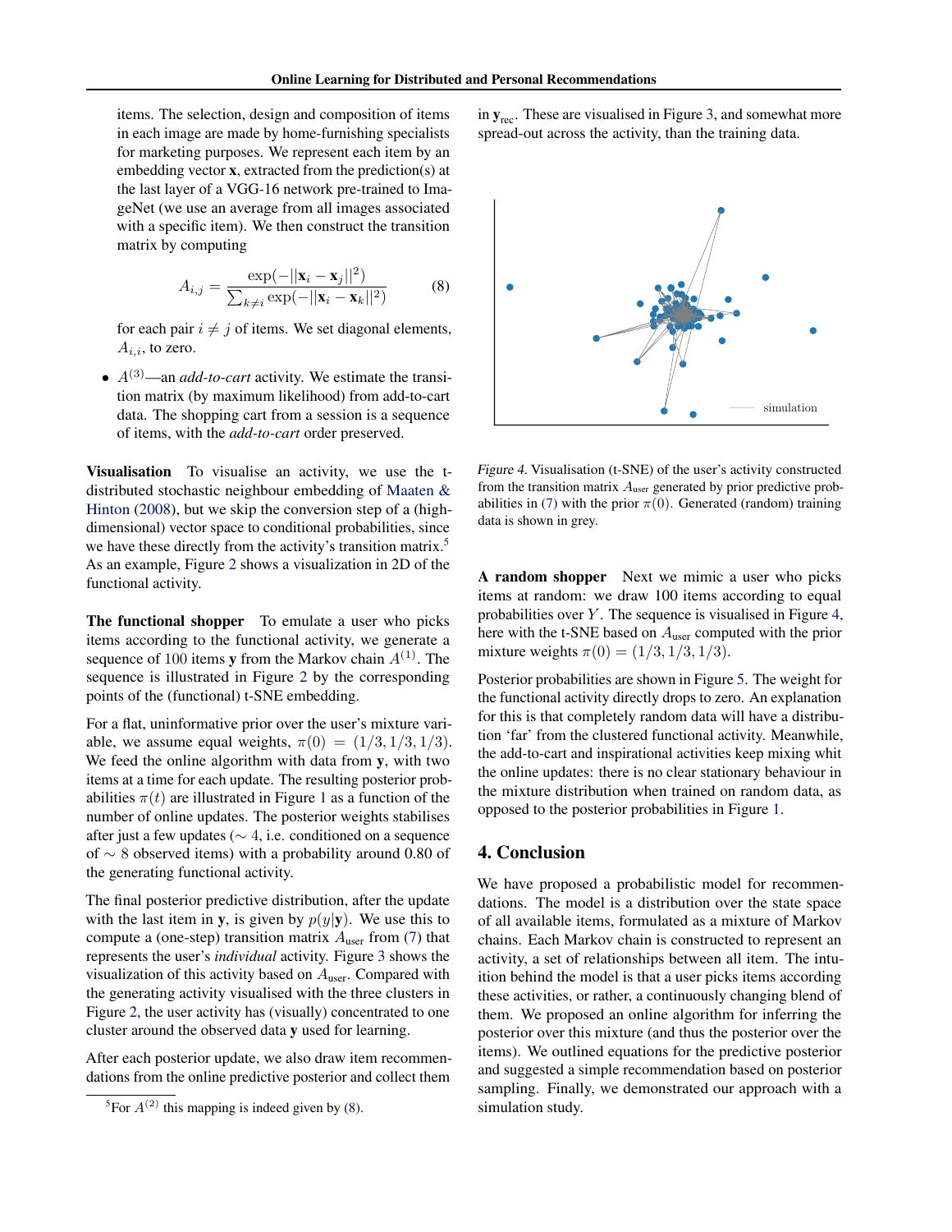items. The selection, design and composition of items in each image are made by home-furnishing specialists for marketing purposes. We represent each item by an embedding vector $\mathbf{x}$, extracted from the prediction(s) at the last layer of a VGG-16 network pre-trained to ImageNet (we use an average from all images associated with a specific item). We then construct the transition matrix by computing

$$A_{i,j} = \frac{\exp(-||\mathbf{x}_i - \mathbf{x}_j||^2)}{\sum_{k \neq i} \exp(-||\mathbf{x}_i - \mathbf{x}_k||^2)} \tag{8}$$

for each pair $i \neq j$ of items. We set diagonal elements, $A_{i,i}$, to zero.

- $A^{(3)}$—an *add-to-cart* activity. We estimate the transition matrix (by maximum likelihood) from add-to-cart data. The shopping cart from a session is a sequence of items, with the *add-to-cart* order preserved.

**Visualisation** To visualise an activity, we use the t-distributed stochastic neighbour embedding of Maaten & Hinton (2008), but we skip the conversion step of a (high-dimensional) vector space to conditional probabilities, since we have these directly from the activity's transition matrix.[5] As an example, Figure 2 shows a visualization in 2D of the functional activity.

**The functional shopper** To emulate a user who picks items according to the functional activity, we generate a sequence of 100 items $\mathbf{y}$ from the Markov chain $A^{(1)}$. The sequence is illustrated in Figure 2 by the corresponding points of the (functional) t-SNE embedding.

For a flat, uninformative prior over the user's mixture variable, we assume equal weights, $\pi(0) = (1/3, 1/3, 1/3)$. We feed the online algorithm with data from $\mathbf{y}$, with two items at a time for each update. The resulting posterior probabilities $\pi(t)$ are illustrated in Figure 1 as a function of the number of online updates. The posterior weights stabilises after just a few updates ($\sim 4$, i.e. conditioned on a sequence of $\sim 8$ observed items) with a probability around 0.80 of the generating functional activity.

The final posterior predictive distribution, after the update with the last item in $\mathbf{y}$, is given by $p(y|\mathbf{y})$. We use this to compute a (one-step) transition matrix $A_{\text{user}}$ from (7) that represents the user's *individual* activity. Figure 3 shows the visualization of this activity based on $A_{\text{user}}$. Compared with the generating activity visualised with the three clusters in Figure 2, the user activity has (visually) concentrated to one cluster around the observed data $\mathbf{y}$ used for learning.

After each posterior update, we also draw item recommendations from the online predictive posterior and collect them in $\mathbf{y}_{\text{rec}}$. These are visualised in Figure 3, and somewhat more spread-out across the activity, than the training data.

*Figure 4.* Visualisation (t-SNE) of the user's activity constructed from the transition matrix $A_{\text{user}}$ generated by prior predictive probabilities in (7) with the prior $\pi(0)$. Generated (random) training data is shown in grey.

**A random shopper** Next we mimic a user who picks items at random: we draw 100 items according to equal probabilities over $Y$. The sequence is visualised in Figure 4, here with the t-SNE based on $A_{\text{user}}$ computed with the prior mixture weights $\pi(0) = (1/3, 1/3, 1/3)$.

Posterior probabilities are shown in Figure 5. The weight for the functional activity directly drops to zero. An explanation for this is that completely random data will have a distribution 'far' from the clustered functional activity. Meanwhile, the add-to-cart and inspirational activities keep mixing whit the online updates: there is no clear stationary behaviour in the mixture distribution when trained on random data, as opposed to the posterior probabilities in Figure 1.

## 4. Conclusion

We have proposed a probabilistic model for recommendations. The model is a distribution over the state space of all available items, formulated as a mixture of Markov chains. Each Markov chain is constructed to represent an activity, a set of relationships between all item. The intuition behind the model is that a user picks items according these activities, or rather, a continuously changing blend of them. We proposed an online algorithm for inferring the posterior over this mixture (and thus the posterior over the items). We outlined equations for the predictive posterior and suggested a simple recommendation based on posterior sampling. Finally, we demonstrated our approach with a simulation study.

[5] For $A^{(2)}$ this mapping is indeed given by (8).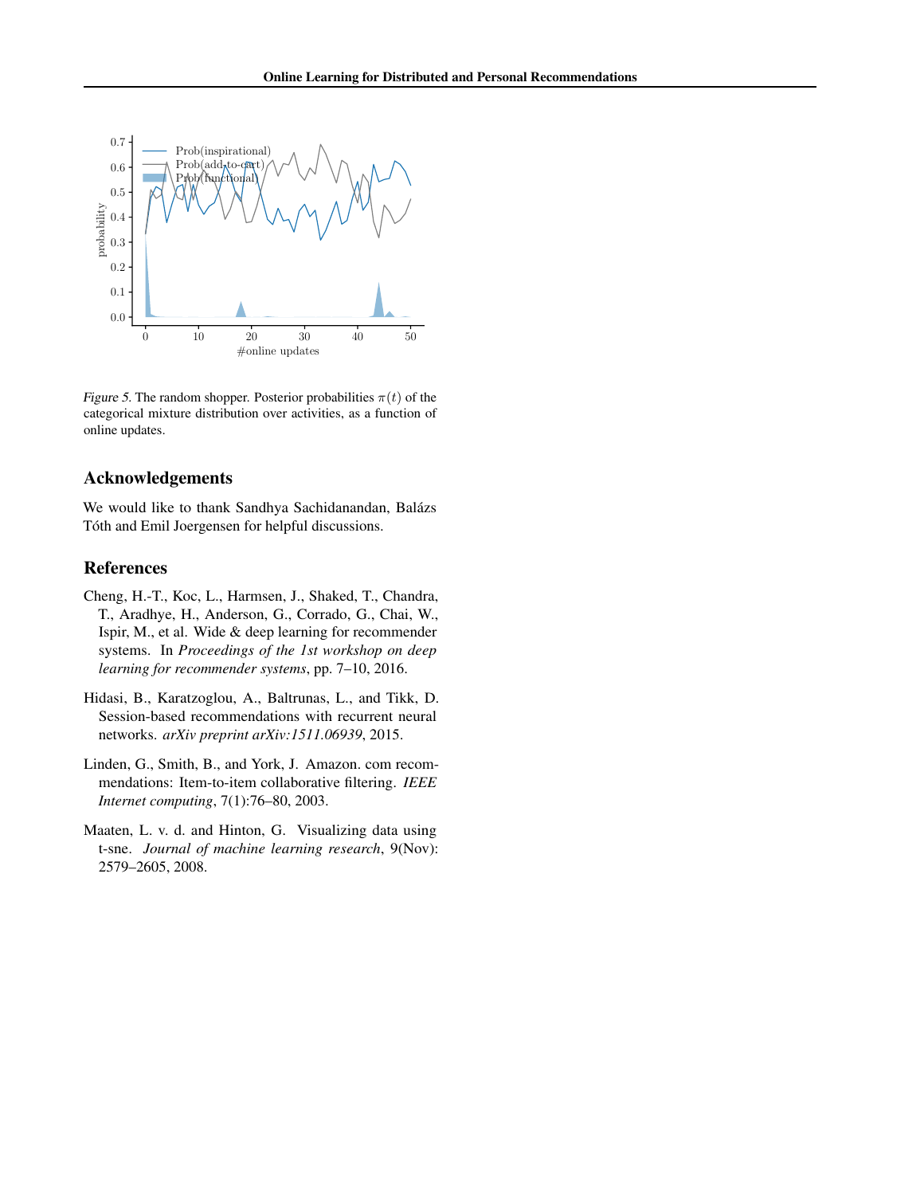Prob(inspirational)
Prob(add-to-cart)
Prob(functional)

0.7
0.6
0.5
0.4
0.3
0.2
0.1
0.0

probability

0 10 20 30 40 50

#online updates

*Figure 5.* The random shopper. Posterior probabilities $\pi(t)$ of the categorical mixture distribution over activities, as a function of online updates.

## Acknowledgements

We would like to thank Sandhya Sachidanandan, Balázs Tóth and Emil Joergensen for helpful discussions.

## References

Cheng, H.-T., Koc, L., Harmsen, J., Shaked, T., Chandra, T., Aradhye, H., Anderson, G., Corrado, G., Chai, W., Ispir, M., et al. Wide & deep learning for recommender systems. In *Proceedings of the 1st workshop on deep learning for recommender systems*, pp. 7–10, 2016.

Hidasi, B., Karatzoglou, A., Baltrunas, L., and Tikk, D. Session-based recommendations with recurrent neural networks. *arXiv preprint arXiv:1511.06939*, 2015.

Linden, G., Smith, B., and York, J. Amazon. com recommendations: Item-to-item collaborative filtering. *IEEE Internet computing*, 7(1):76–80, 2003.

Maaten, L. v. d. and Hinton, G. Visualizing data using t-sne. *Journal of machine learning research*, 9(Nov): 2579–2605, 2008.